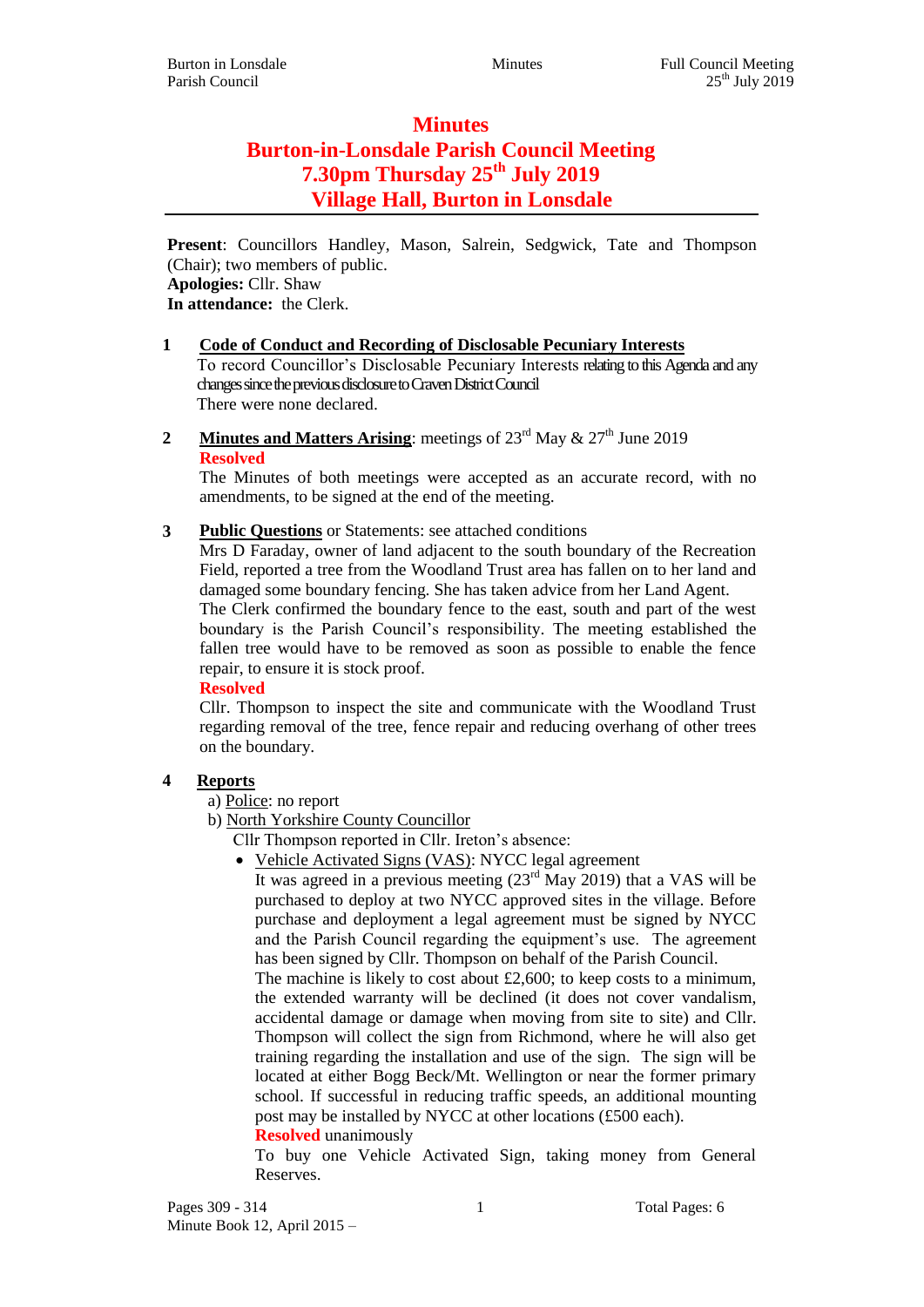# Minutes
# Burton-in-Lonsdale Parish Council Meeting
# 7.30pm Thursday 25th July 2019
# Village Hall, Burton in Lonsdale

**Present**: Councillors Handley, Mason, Salrein, Sedgwick, Tate and Thompson (Chair); two members of public.
**Apologies:** Cllr. Shaw
**In attendance:** the Clerk.

**1 Code of Conduct and Recording of Disclosable Pecuniary Interests**

To record Councillor's Disclosable Pecuniary Interests relating to this Agenda and any changes since the previous disclosure to Craven District Council

There were none declared.

**2 Minutes and Matters Arising**: meetings of 23rd May & 27th June 2019

**Resolved**

The Minutes of both meetings were accepted as an accurate record, with no amendments, to be signed at the end of the meeting.

**3 Public Questions** or Statements: see attached conditions

Mrs D Faraday, owner of land adjacent to the south boundary of the Recreation Field, reported a tree from the Woodland Trust area has fallen on to her land and damaged some boundary fencing. She has taken advice from her Land Agent.

The Clerk confirmed the boundary fence to the east, south and part of the west boundary is the Parish Council's responsibility. The meeting established the fallen tree would have to be removed as soon as possible to enable the fence repair, to ensure it is stock proof.

**Resolved**

Cllr. Thompson to inspect the site and communicate with the Woodland Trust regarding removal of the tree, fence repair and reducing overhang of other trees on the boundary.

**4 Reports**

a) Police: no report

b) North Yorkshire County Councillor

Cllr Thompson reported in Cllr. Ireton's absence:

- Vehicle Activated Signs (VAS): NYCC legal agreement

  It was agreed in a previous meeting (23rd May 2019) that a VAS will be purchased to deploy at two NYCC approved sites in the village. Before purchase and deployment a legal agreement must be signed by NYCC and the Parish Council regarding the equipment's use. The agreement has been signed by Cllr. Thompson on behalf of the Parish Council.

  The machine is likely to cost about £2,600; to keep costs to a minimum, the extended warranty will be declined (it does not cover vandalism, accidental damage or damage when moving from site to site) and Cllr. Thompson will collect the sign from Richmond, where he will also get training regarding the installation and use of the sign. The sign will be located at either Bogg Beck/Mt. Wellington or near the former primary school. If successful in reducing traffic speeds, an additional mounting post may be installed by NYCC at other locations (£500 each).

  **Resolved** unanimously

  To buy one Vehicle Activated Sign, taking money from General Reserves.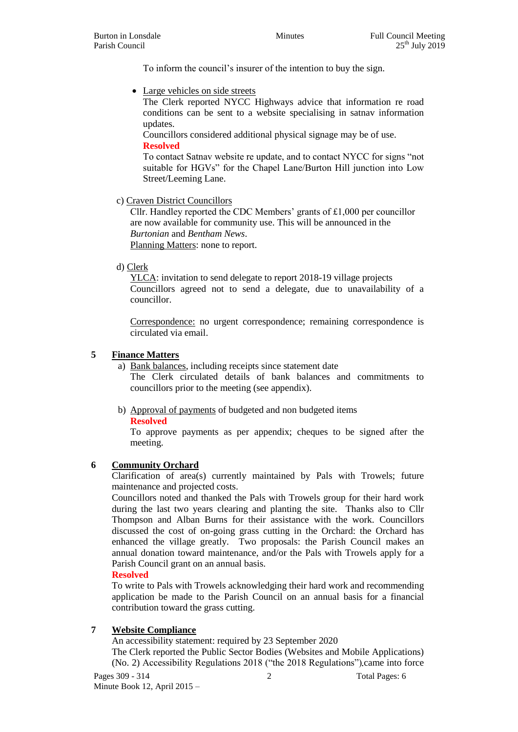To inform the council's insurer of the intention to buy the sign.

- Large vehicles on side streets

  The Clerk reported NYCC Highways advice that information re road conditions can be sent to a website specialising in satnav information updates.

  Councillors considered additional physical signage may be of use.

  **Resolved**

  To contact Satnav website re update, and to contact NYCC for signs "not suitable for HGVs" for the Chapel Lane/Burton Hill junction into Low Street/Leeming Lane.

c) Craven District Councillors

Cllr. Handley reported the CDC Members' grants of £1,000 per councillor are now available for community use. This will be announced in the *Burtonian* and *Bentham News*.

Planning Matters: none to report.

d) Clerk

YLCA: invitation to send delegate to report 2018-19 village projects

Councillors agreed not to send a delegate, due to unavailability of a councillor.

Correspondence: no urgent correspondence; remaining correspondence is circulated via email.

## 5 Finance Matters

a) Bank balances, including receipts since statement date

The Clerk circulated details of bank balances and commitments to councillors prior to the meeting (see appendix).

b) Approval of payments of budgeted and non budgeted items

**Resolved**

To approve payments as per appendix; cheques to be signed after the meeting.

## 6 Community Orchard

Clarification of area(s) currently maintained by Pals with Trowels; future maintenance and projected costs.

Councillors noted and thanked the Pals with Trowels group for their hard work during the last two years clearing and planting the site. Thanks also to Cllr Thompson and Alban Burns for their assistance with the work. Councillors discussed the cost of on-going grass cutting in the Orchard: the Orchard has enhanced the village greatly. Two proposals: the Parish Council makes an annual donation toward maintenance, and/or the Pals with Trowels apply for a Parish Council grant on an annual basis.

**Resolved**

To write to Pals with Trowels acknowledging their hard work and recommending application be made to the Parish Council on an annual basis for a financial contribution toward the grass cutting.

## 7 Website Compliance

An accessibility statement: required by 23 September 2020

The Clerk reported the Public Sector Bodies (Websites and Mobile Applications) (No. 2) Accessibility Regulations 2018 ("the 2018 Regulations").came into force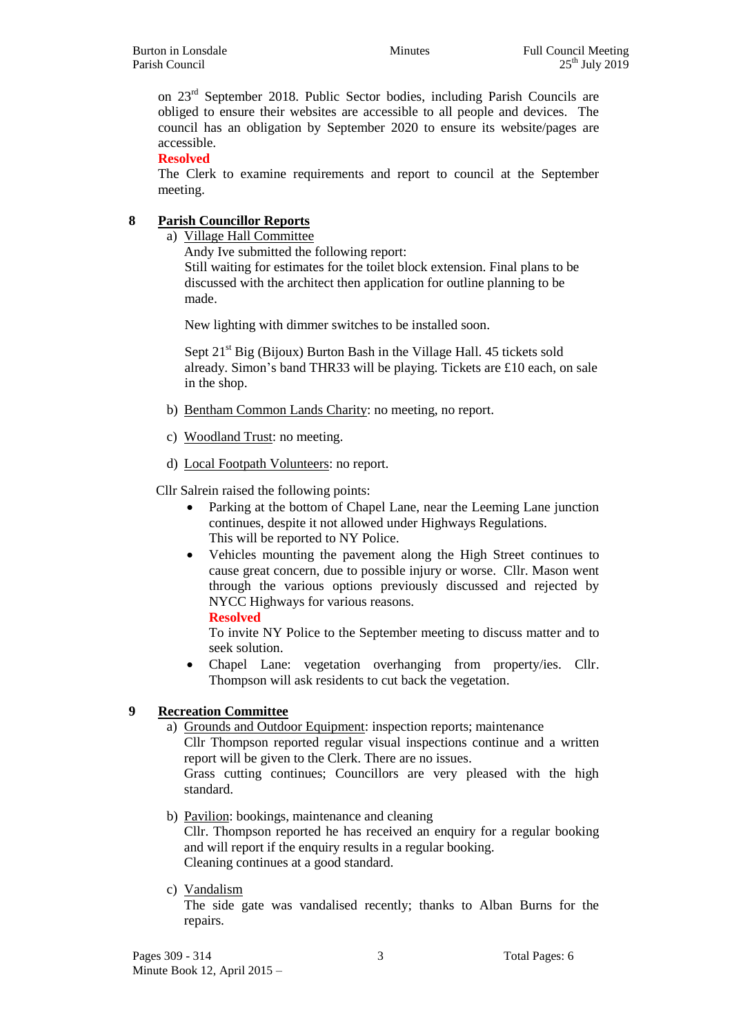on 23rd September 2018. Public Sector bodies, including Parish Councils are obliged to ensure their websites are accessible to all people and devices. The council has an obligation by September 2020 to ensure its website/pages are accessible.

**Resolved**

The Clerk to examine requirements and report to council at the September meeting.

## 8 Parish Councillor Reports

a) Village Hall Committee

Andy Ive submitted the following report:

Still waiting for estimates for the toilet block extension. Final plans to be discussed with the architect then application for outline planning to be made.

New lighting with dimmer switches to be installed soon.

Sept 21st Big (Bijoux) Burton Bash in the Village Hall. 45 tickets sold already. Simon's band THR33 will be playing. Tickets are £10 each, on sale in the shop.

b) Bentham Common Lands Charity: no meeting, no report.

c) Woodland Trust: no meeting.

d) Local Footpath Volunteers: no report.

Cllr Salrein raised the following points:

- Parking at the bottom of Chapel Lane, near the Leeming Lane junction continues, despite it not allowed under Highways Regulations. This will be reported to NY Police.
- Vehicles mounting the pavement along the High Street continues to cause great concern, due to possible injury or worse. Cllr. Mason went through the various options previously discussed and rejected by NYCC Highways for various reasons.

  **Resolved**

  To invite NY Police to the September meeting to discuss matter and to seek solution.
- Chapel Lane: vegetation overhanging from property/ies. Cllr. Thompson will ask residents to cut back the vegetation.

## 9 Recreation Committee

a) Grounds and Outdoor Equipment: inspection reports; maintenance

Cllr Thompson reported regular visual inspections continue and a written report will be given to the Clerk. There are no issues.

Grass cutting continues; Councillors are very pleased with the high standard.

b) Pavilion: bookings, maintenance and cleaning

Cllr. Thompson reported he has received an enquiry for a regular booking and will report if the enquiry results in a regular booking.

Cleaning continues at a good standard.

c) Vandalism

The side gate was vandalised recently; thanks to Alban Burns for the repairs.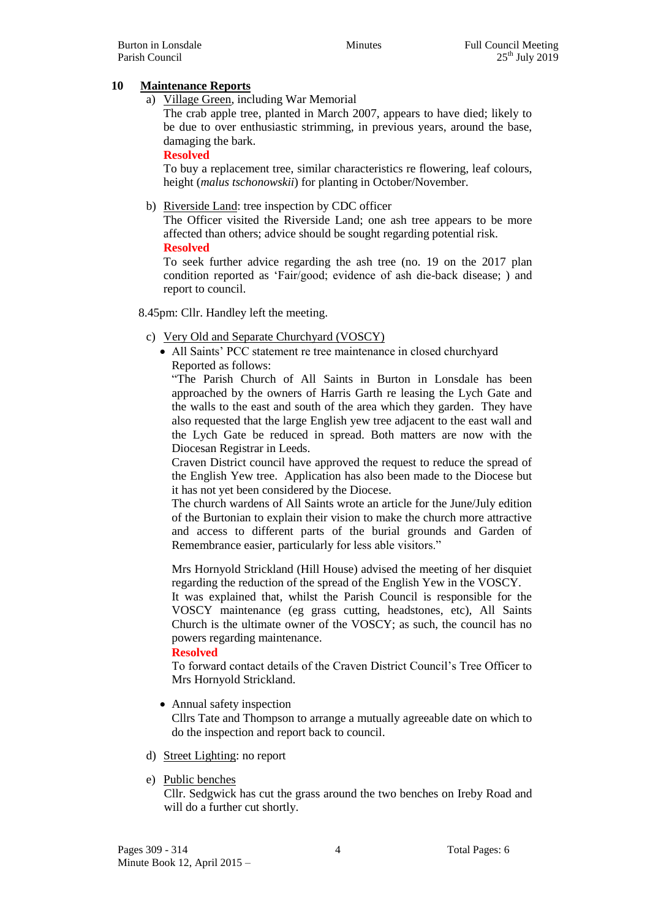## 10 Maintenance Reports

a) Village Green, including War Memorial

The crab apple tree, planted in March 2007, appears to have died; likely to be due to over enthusiastic strimming, in previous years, around the base, damaging the bark.

**Resolved**

To buy a replacement tree, similar characteristics re flowering, leaf colours, height (*malus tschonowskii*) for planting in October/November.

b) Riverside Land: tree inspection by CDC officer

The Officer visited the Riverside Land; one ash tree appears to be more affected than others; advice should be sought regarding potential risk.

**Resolved**

To seek further advice regarding the ash tree (no. 19 on the 2017 plan condition reported as 'Fair/good; evidence of ash die-back disease; ) and report to council.

8.45pm: Cllr. Handley left the meeting.

c) Very Old and Separate Churchyard (VOSCY)

- All Saints' PCC statement re tree maintenance in closed churchyard

  Reported as follows:

  "The Parish Church of All Saints in Burton in Lonsdale has been approached by the owners of Harris Garth re leasing the Lych Gate and the walls to the east and south of the area which they garden. They have also requested that the large English yew tree adjacent to the east wall and the Lych Gate be reduced in spread. Both matters are now with the Diocesan Registrar in Leeds.

  Craven District council have approved the request to reduce the spread of the English Yew tree. Application has also been made to the Diocese but it has not yet been considered by the Diocese.

  The church wardens of All Saints wrote an article for the June/July edition of the Burtonian to explain their vision to make the church more attractive and access to different parts of the burial grounds and Garden of Remembrance easier, particularly for less able visitors."

  Mrs Hornyold Strickland (Hill House) advised the meeting of her disquiet regarding the reduction of the spread of the English Yew in the VOSCY.

  It was explained that, whilst the Parish Council is responsible for the VOSCY maintenance (eg grass cutting, headstones, etc), All Saints Church is the ultimate owner of the VOSCY; as such, the council has no powers regarding maintenance.

  **Resolved**

  To forward contact details of the Craven District Council's Tree Officer to Mrs Hornyold Strickland.

- Annual safety inspection

  Cllrs Tate and Thompson to arrange a mutually agreeable date on which to do the inspection and report back to council.

d) Street Lighting: no report

e) Public benches

Cllr. Sedgwick has cut the grass around the two benches on Ireby Road and will do a further cut shortly.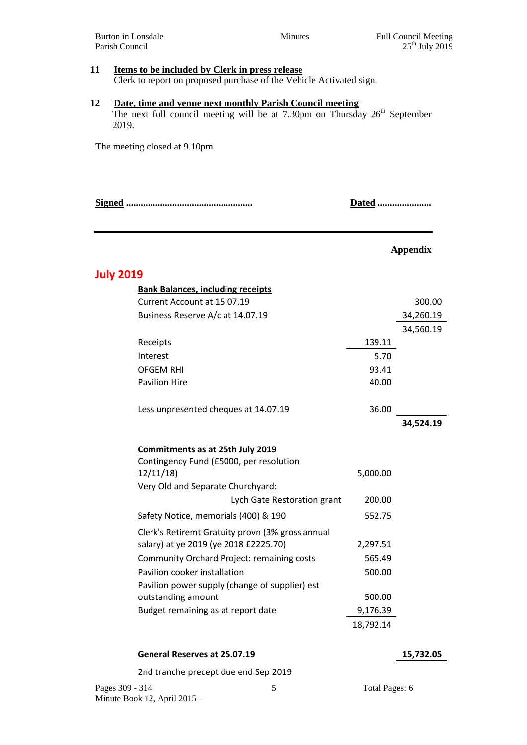**11 Items to be included by Clerk in press release**

Clerk to report on proposed purchase of the Vehicle Activated sign.

**12 Date, time and venue next monthly Parish Council meeting**

The next full council meeting will be at 7.30pm on Thursday 26th September 2019.

The meeting closed at 9.10pm

**Signed** ................................................... **Dated** ......................

---

**Appendix**

## July 2019

| | | |
|---|---|---|
| **Bank Balances, including receipts** | | |
| Current Account at 15.07.19 | | 300.00 |
| Business Reserve A/c at 14.07.19 | | 34,260.19 |
| | | 34,560.19 |
| Receipts | 139.11 | |
| Interest | 5.70 | |
| OFGEM RHI | 93.41 | |
| Pavilion Hire | 40.00 | |
| Less unpresented cheques at 14.07.19 | 36.00 | |
| | | **34,524.19** |
| **Commitments as at 25th July 2019** | | |
| Contingency Fund (£5000, per resolution 12/11/18) | 5,000.00 | |
| Very Old and Separate Churchyard: Lych Gate Restoration grant | 200.00 | |
| Safety Notice, memorials (400) & 190 | 552.75 | |
| Clerk's Retiremt Gratuity provn (3% gross annual salary) at ye 2019 (ye 2018 £2225.70) | 2,297.51 | |
| Community Orchard Project: remaining costs | 565.49 | |
| Pavilion cooker installation | 500.00 | |
| Pavilion power supply (change of supplier) est outstanding amount | 500.00 | |
| Budget remaining as at report date | 9,176.39 | |
| | 18,792.14 | |
| **General Reserves at 25.07.19** | | **15,732.05** |
| 2nd tranche precept due end Sep 2019 | | |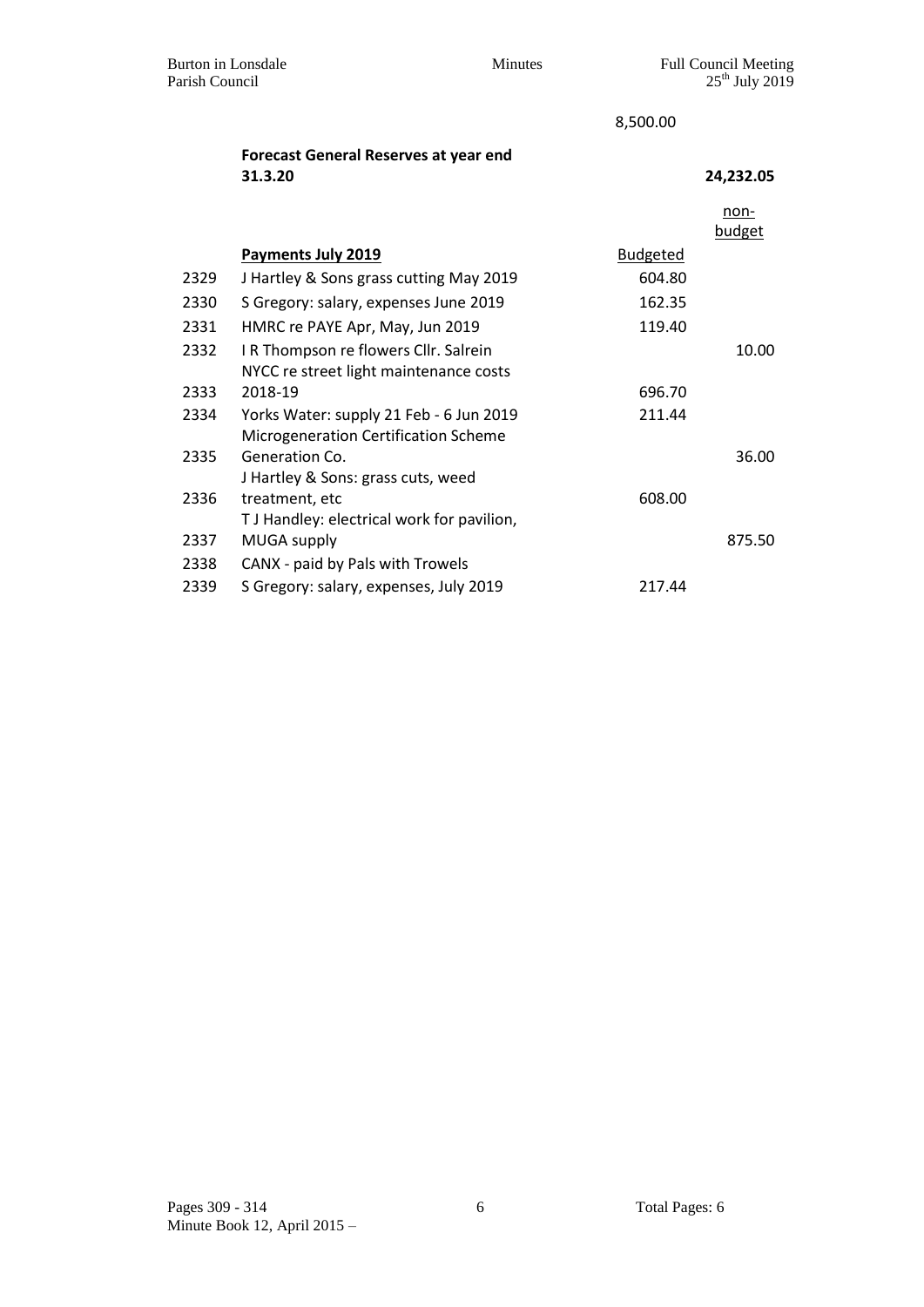| | | | |
|---|---|---|---|
| | | 8,500.00 | |
| | **Forecast General Reserves at year end 31.3.20** | | **24,232.05** |
| | **Payments July 2019** | Budgeted | non-budget |
| 2329 | J Hartley & Sons grass cutting May 2019 | 604.80 | |
| 2330 | S Gregory: salary, expenses June 2019 | 162.35 | |
| 2331 | HMRC re PAYE Apr, May, Jun 2019 | 119.40 | |
| 2332 | I R Thompson re flowers Cllr. Salrein | | 10.00 |
| 2333 | NYCC re street light maintenance costs 2018-19 | 696.70 | |
| 2334 | Yorks Water: supply 21 Feb - 6 Jun 2019 | 211.44 | |
| 2335 | Microgeneration Certification Scheme Generation Co. | | 36.00 |
| 2336 | J Hartley & Sons: grass cuts, weed treatment, etc | 608.00 | |
| 2337 | T J Handley: electrical work for pavilion, MUGA supply | | 875.50 |
| 2338 | CANX - paid by Pals with Trowels | | |
| 2339 | S Gregory: salary, expenses, July 2019 | 217.44 | |

Pages 309 - 314

Minute Book 12, April 2015 –